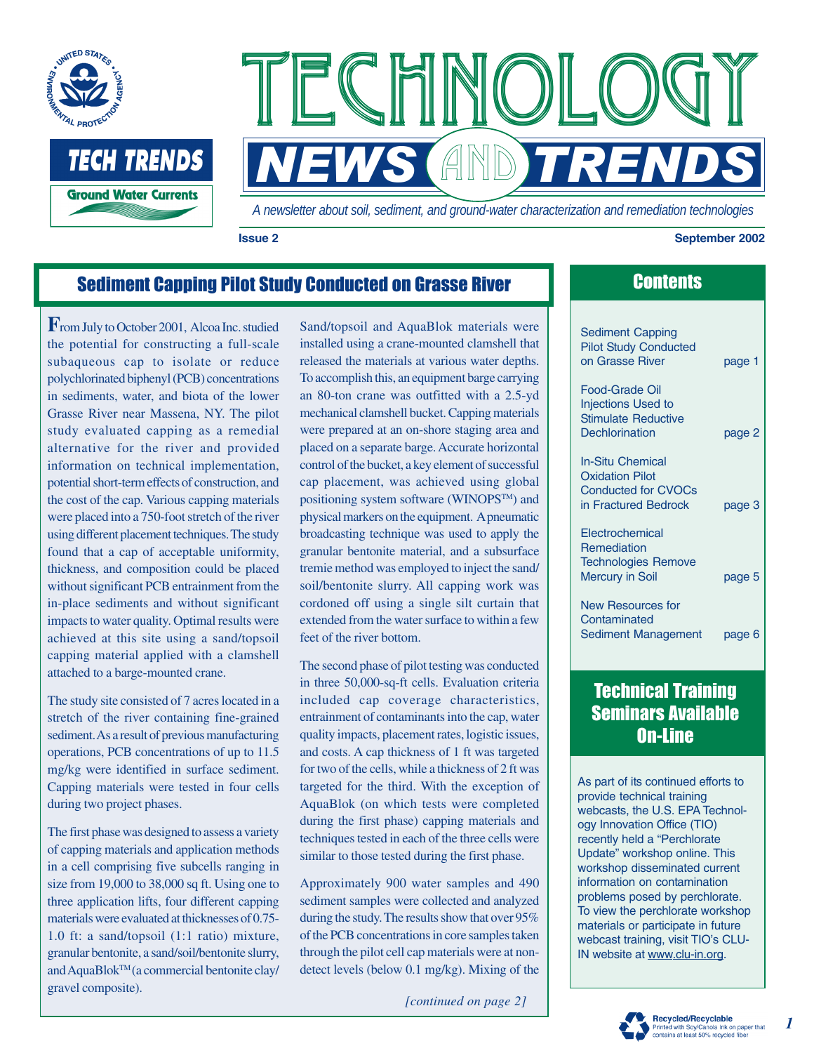# TECHNOLOGY NEWS AND TRENDS

TECH TRENDS

Ground Water Currents

*A newsletter about soil, sediment, and ground-water characterization and remediation technologies*

**Issue 2** **September 2002**

## Sediment Capping Pilot Study Conducted on Grasse River

From July to October 2001, Alcoa Inc. studied the potential for constructing a full-scale subaqueous cap to isolate or reduce polychlorinated biphenyl (PCB) concentrations in sediments, water, and biota of the lower Grasse River near Massena, NY. The pilot study evaluated capping as a remedial alternative for the river and provided information on technical implementation, potential short-term effects of construction, and the cost of the cap. Various capping materials were placed into a 750-foot stretch of the river using different placement techniques. The study found that a cap of acceptable uniformity, thickness, and composition could be placed without significant PCB entrainment from the in-place sediments and without significant impacts to water quality. Optimal results were achieved at this site using a sand/topsoil capping material applied with a clamshell attached to a barge-mounted crane.

The study site consisted of 7 acres located in a stretch of the river containing fine-grained sediment. As a result of previous manufacturing operations, PCB concentrations of up to 11.5 mg/kg were identified in surface sediment. Capping materials were tested in four cells during two project phases.

The first phase was designed to assess a variety of capping materials and application methods in a cell comprising five subcells ranging in size from 19,000 to 38,000 sq ft. Using one to three application lifts, four different capping materials were evaluated at thicknesses of 0.75-1.0 ft: a sand/topsoil (1:1 ratio) mixture, granular bentonite, a sand/soil/bentonite slurry, and AquaBlok™ (a commercial bentonite clay/gravel composite).

Sand/topsoil and AquaBlok materials were installed using a crane-mounted clamshell that released the materials at various water depths. To accomplish this, an equipment barge carrying an 80-ton crane was outfitted with a 2.5-yd mechanical clamshell bucket. Capping materials were prepared at an on-shore staging area and placed on a separate barge. Accurate horizontal control of the bucket, a key element of successful cap placement, was achieved using global positioning system software (WINOPS™) and physical markers on the equipment. A pneumatic broadcasting technique was used to apply the granular bentonite material, and a subsurface tremie method was employed to inject the sand/soil/bentonite slurry. All capping work was cordoned off using a single silt curtain that extended from the water surface to within a few feet of the river bottom.

The second phase of pilot testing was conducted in three 50,000-sq-ft cells. Evaluation criteria included cap coverage characteristics, entrainment of contaminants into the cap, water quality impacts, placement rates, logistic issues, and costs. A cap thickness of 1 ft was targeted for two of the cells, while a thickness of 2 ft was targeted for the third. With the exception of AquaBlok (on which tests were completed during the first phase) capping materials and techniques tested in each of the three cells were similar to those tested during the first phase.

Approximately 900 water samples and 490 sediment samples were collected and analyzed during the study. The results show that over 95% of the PCB concentrations in core samples taken through the pilot cell cap materials were at non-detect levels (below 0.1 mg/kg). Mixing of the

*[continued on page 2]*

## Contents

| | |
|---|---|
| Sediment Capping Pilot Study Conducted on Grasse River | page 1 |
| Food-Grade Oil Injections Used to Stimulate Reductive Dechlorination | page 2 |
| In-Situ Chemical Oxidation Pilot Conducted for CVOCs in Fractured Bedrock | page 3 |
| Electrochemical Remediation Technologies Remove Mercury in Soil | page 5 |
| New Resources for Contaminated Sediment Management | page 6 |

## Technical Training Seminars Available On-Line

As part of its continued efforts to provide technical training webcasts, the U.S. EPA Technology Innovation Office (TIO) recently held a "Perchlorate Update" workshop online. This workshop disseminated current information on contamination problems posed by perchlorate. To view the perchlorate workshop materials or participate in future webcast training, visit TIO's CLU-IN website at www.clu-in.org.

**Recycled/Recyclable** Printed with Soy/Canola Ink on paper that contains at least 50% recycled fiber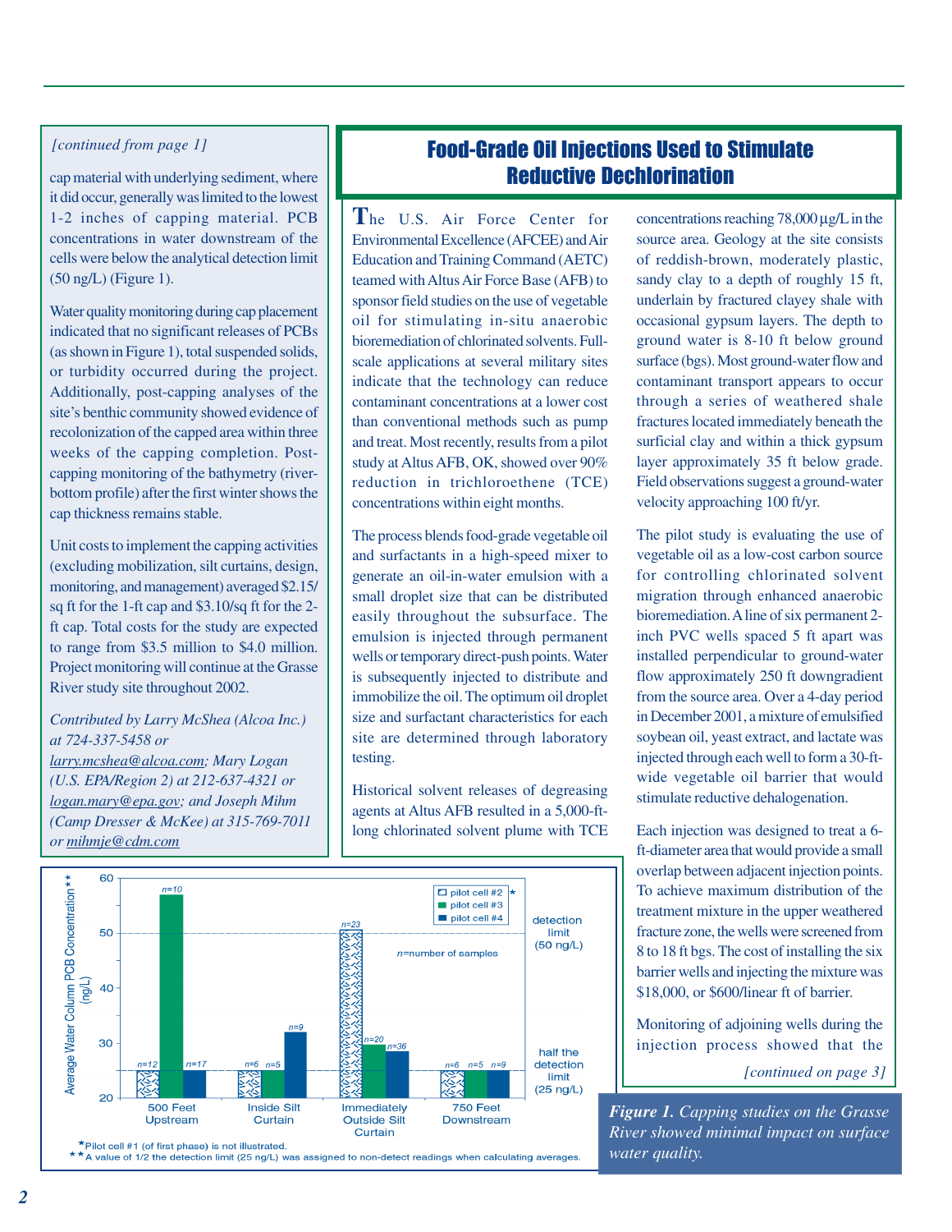*[continued from page 1]*

cap material with underlying sediment, where it did occur, generally was limited to the lowest 1-2 inches of capping material. PCB concentrations in water downstream of the cells were below the analytical detection limit (50 ng/L) (Figure 1).

Water quality monitoring during cap placement indicated that no significant releases of PCBs (as shown in Figure 1), total suspended solids, or turbidity occurred during the project. Additionally, post-capping analyses of the site's benthic community showed evidence of recolonization of the capped area within three weeks of the capping completion. Post-capping monitoring of the bathymetry (river-bottom profile) after the first winter shows the cap thickness remains stable.

Unit costs to implement the capping activities (excluding mobilization, silt curtains, design, monitoring, and management) averaged $2.15/sq ft for the 1-ft cap and $3.10/sq ft for the 2-ft cap. Total costs for the study are expected to range from $3.5 million to $4.0 million. Project monitoring will continue at the Grasse River study site throughout 2002.

*Contributed by Larry McShea (Alcoa Inc.) at 724-337-5458 or larry.mcshea@alcoa.com; Mary Logan (U.S. EPA/Region 2) at 212-637-4321 or logan.mary@epa.gov; and Joseph Mihm (Camp Dresser & McKee) at 315-769-7011 or mihmje@cdm.com*

**Figure 1.** *Capping studies on the Grasse River showed minimal impact on surface water quality.*

## Food-Grade Oil Injections Used to Stimulate Reductive Dechlorination

The U.S. Air Force Center for Environmental Excellence (AFCEE) and Air Education and Training Command (AETC) teamed with Altus Air Force Base (AFB) to sponsor field studies on the use of vegetable oil for stimulating in-situ anaerobic bioremediation of chlorinated solvents. Full-scale applications at several military sites indicate that the technology can reduce contaminant concentrations at a lower cost than conventional methods such as pump and treat. Most recently, results from a pilot study at Altus AFB, OK, showed over 90% reduction in trichloroethene (TCE) concentrations within eight months.

The process blends food-grade vegetable oil and surfactants in a high-speed mixer to generate an oil-in-water emulsion with a small droplet size that can be distributed easily throughout the subsurface. The emulsion is injected through permanent wells or temporary direct-push points. Water is subsequently injected to distribute and immobilize the oil. The optimum oil droplet size and surfactant characteristics for each site are determined through laboratory testing.

Historical solvent releases of degreasing agents at Altus AFB resulted in a 5,000-ft-long chlorinated solvent plume with TCE concentrations reaching 78,000 µg/L in the source area. Geology at the site consists of reddish-brown, moderately plastic, sandy clay to a depth of roughly 15 ft, underlain by fractured clayey shale with occasional gypsum layers. The depth to ground water is 8-10 ft below ground surface (bgs). Most ground-water flow and contaminant transport appears to occur through a series of weathered shale fractures located immediately beneath the surficial clay and within a thick gypsum layer approximately 35 ft below grade. Field observations suggest a ground-water velocity approaching 100 ft/yr.

The pilot study is evaluating the use of vegetable oil as a low-cost carbon source for controlling chlorinated solvent migration through enhanced anaerobic bioremediation. A line of six permanent 2-inch PVC wells spaced 5 ft apart was installed perpendicular to ground-water flow approximately 250 ft downgradient from the source area. Over a 4-day period in December 2001, a mixture of emulsified soybean oil, yeast extract, and lactate was injected through each well to form a 30-ft-wide vegetable oil barrier that would stimulate reductive dehalogenation.

Each injection was designed to treat a 6-ft-diameter area that would provide a small overlap between adjacent injection points. To achieve maximum distribution of the treatment mixture in the upper weathered fracture zone, the wells were screened from 8 to 18 ft bgs. The cost of installing the six barrier wells and injecting the mixture was $18,000, or $600/linear ft of barrier.

Monitoring of adjoining wells during the injection process showed that the

*[continued on page 3]*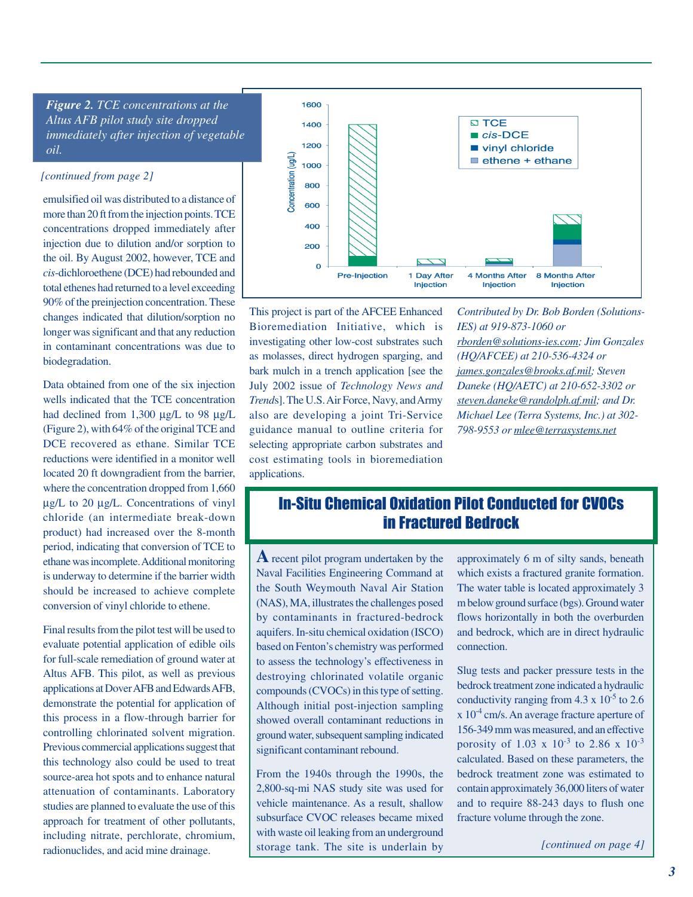*Figure 2. TCE concentrations at the Altus AFB pilot study site dropped immediately after injection of vegetable oil.*

*[continued from page 2]*

emulsified oil was distributed to a distance of more than 20 ft from the injection points. TCE concentrations dropped immediately after injection due to dilution and/or sorption to the oil. By August 2002, however, TCE and *cis*-dichloroethene (DCE) had rebounded and total ethenes had returned to a level exceeding 90% of the preinjection concentration. These changes indicated that dilution/sorption no longer was significant and that any reduction in contaminant concentrations was due to biodegradation.

Data obtained from one of the six injection wells indicated that the TCE concentration had declined from 1,300 µg/L to 98 µg/L (Figure 2), with 64% of the original TCE and DCE recovered as ethane. Similar TCE reductions were identified in a monitor well located 20 ft downgradient from the barrier, where the concentration dropped from 1,660 µg/L to 20 µg/L. Concentrations of vinyl chloride (an intermediate break-down product) had increased over the 8-month period, indicating that conversion of TCE to ethane was incomplete. Additional monitoring is underway to determine if the barrier width should be increased to achieve complete conversion of vinyl chloride to ethene.

Final results from the pilot test will be used to evaluate potential application of edible oils for full-scale remediation of ground water at Altus AFB. This pilot, as well as previous applications at Dover AFB and Edwards AFB, demonstrate the potential for application of this process in a flow-through barrier for controlling chlorinated solvent migration. Previous commercial applications suggest that this technology also could be used to treat source-area hot spots and to enhance natural attenuation of contaminants. Laboratory studies are planned to evaluate the use of this approach for treatment of other pollutants, including nitrate, perchlorate, chromium, radionuclides, and acid mine drainage.

This project is part of the AFCEE Enhanced Bioremediation Initiative, which is investigating other low-cost substrates such as molasses, direct hydrogen sparging, and bark mulch in a trench application [see the July 2002 issue of *Technology News and Trends*]. The U.S. Air Force, Navy, and Army also are developing a joint Tri-Service guidance manual to outline criteria for selecting appropriate carbon substrates and cost estimating tools in bioremediation applications.

*Contributed by Dr. Bob Borden (Solutions-IES) at 919-873-1060 or rborden@solutions-ies.com; Jim Gonzales (HQ/AFCEE) at 210-536-4324 or james.gonzales@brooks.af.mil; Steven Daneke (HQ/AETC) at 210-652-3302 or steven.daneke@randolph.af.mil; and Dr. Michael Lee (Terra Systems, Inc.) at 302-798-9553 or mlee@terrasystems.net*

## In-Situ Chemical Oxidation Pilot Conducted for CVOCs in Fractured Bedrock

A recent pilot program undertaken by the Naval Facilities Engineering Command at the South Weymouth Naval Air Station (NAS), MA, illustrates the challenges posed by contaminants in fractured-bedrock aquifers. In-situ chemical oxidation (ISCO) based on Fenton's chemistry was performed to assess the technology's effectiveness in destroying chlorinated volatile organic compounds (CVOCs) in this type of setting. Although initial post-injection sampling showed overall contaminant reductions in ground water, subsequent sampling indicated significant contaminant rebound.

From the 1940s through the 1990s, the 2,800-sq-mi NAS study site was used for vehicle maintenance. As a result, shallow subsurface CVOC releases became mixed with waste oil leaking from an underground storage tank. The site is underlain by approximately 6 m of silty sands, beneath which exists a fractured granite formation. The water table is located approximately 3 m below ground surface (bgs). Ground water flows horizontally in both the overburden and bedrock, which are in direct hydraulic connection.

Slug tests and packer pressure tests in the bedrock treatment zone indicated a hydraulic conductivity ranging from $4.3 \times 10^{-5}$ to $2.6 \times 10^{-4}$ cm/s. An average fracture aperture of 156-349 mm was measured, and an effective porosity of $1.03 \times 10^{-3}$ to $2.86 \times 10^{-3}$ calculated. Based on these parameters, the bedrock treatment zone was estimated to contain approximately 36,000 liters of water and to require 88-243 days to flush one fracture volume through the zone.

*[continued on page 4]*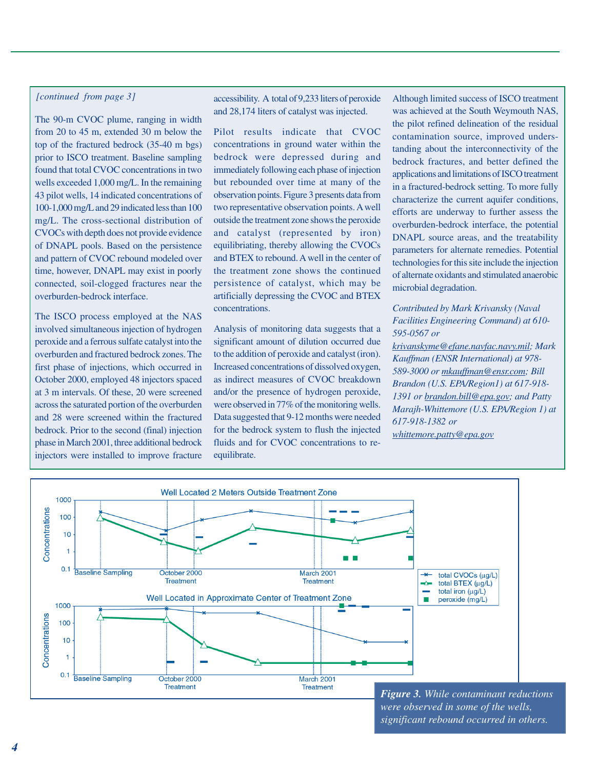*[continued from page 3]*

The 90-m CVOC plume, ranging in width from 20 to 45 m, extended 30 m below the top of the fractured bedrock (35-40 m bgs) prior to ISCO treatment. Baseline sampling found that total CVOC concentrations in two wells exceeded 1,000 mg/L. In the remaining 43 pilot wells, 14 indicated concentrations of 100-1,000 mg/L and 29 indicated less than 100 mg/L. The cross-sectional distribution of CVOCs with depth does not provide evidence of DNAPL pools. Based on the persistence and pattern of CVOC rebound modeled over time, however, DNAPL may exist in poorly connected, soil-clogged fractures near the overburden-bedrock interface.

The ISCO process employed at the NAS involved simultaneous injection of hydrogen peroxide and a ferrous sulfate catalyst into the overburden and fractured bedrock zones. The first phase of injections, which occurred in October 2000, employed 48 injectors spaced at 3 m intervals. Of these, 20 were screened across the saturated portion of the overburden and 28 were screened within the fractured bedrock. Prior to the second (final) injection phase in March 2001, three additional bedrock injectors were installed to improve fracture accessibility. A total of 9,233 liters of peroxide and 28,174 liters of catalyst was injected.

Pilot results indicate that CVOC concentrations in ground water within the bedrock were depressed during and immediately following each phase of injection but rebounded over time at many of the observation points. Figure 3 presents data from two representative observation points. A well outside the treatment zone shows the peroxide and catalyst (represented by iron) equilibriating, thereby allowing the CVOCs and BTEX to rebound. A well in the center of the treatment zone shows the continued persistence of catalyst, which may be artificially depressing the CVOC and BTEX concentrations.

Analysis of monitoring data suggests that a significant amount of dilution occurred due to the addition of peroxide and catalyst (iron). Increased concentrations of dissolved oxygen, as indirect measures of CVOC breakdown and/or the presence of hydrogen peroxide, were observed in 77% of the monitoring wells. Data suggested that 9-12 months were needed for the bedrock system to flush the injected fluids and for CVOC concentrations to re-equilibrate.

Although limited success of ISCO treatment was achieved at the South Weymouth NAS, the pilot refined delineation of the residual contamination source, improved understanding about the interconnectivity of the bedrock fractures, and better defined the applications and limitations of ISCO treatment in a fractured-bedrock setting. To more fully characterize the current aquifer conditions, efforts are underway to further assess the overburden-bedrock interface, the potential DNAPL source areas, and the treatability parameters for alternate remedies. Potential technologies for this site include the injection of alternate oxidants and stimulated anaerobic microbial degradation.

*Contributed by Mark Krivansky (Naval Facilities Engineering Command) at 610-595-0567 or krivanskyme@efane.navfac.navy.mil; Mark Kauffman (ENSR International) at 978-589-3000 or mkauffman@ensr.com; Bill Brandon (U.S. EPA/Region1) at 617-918-1391 or brandon.bill@epa.gov; and Patty Marajh-Whittemore (U.S. EPA/Region 1) at 617-918-1382 or whittemore.patty@epa.gov*

**Figure 3.** *While contaminant reductions were observed in some of the wells, significant rebound occurred in others.*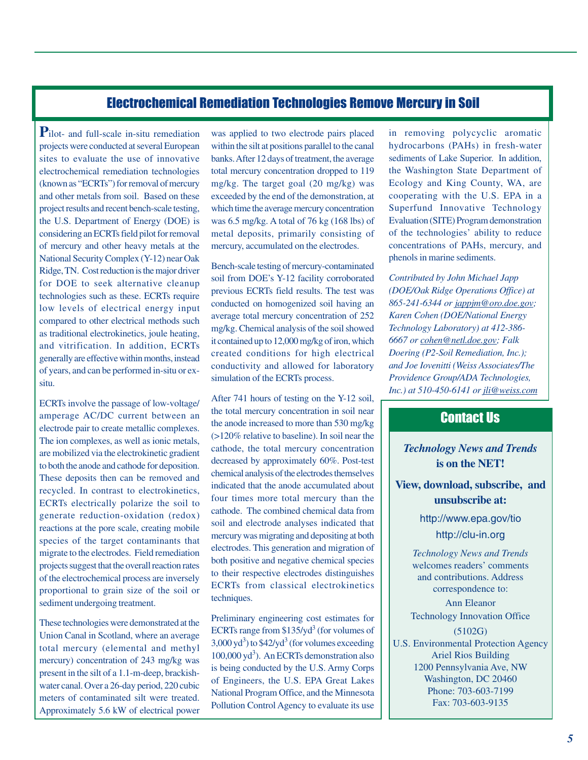## Electrochemical Remediation Technologies Remove Mercury in Soil

Pilot- and full-scale in-situ remediation projects were conducted at several European sites to evaluate the use of innovative electrochemical remediation technologies (known as "ECRTs") for removal of mercury and other metals from soil. Based on these project results and recent bench-scale testing, the U.S. Department of Energy (DOE) is considering an ECRTs field pilot for removal of mercury and other heavy metals at the National Security Complex (Y-12) near Oak Ridge, TN. Cost reduction is the major driver for DOE to seek alternative cleanup technologies such as these. ECRTs require low levels of electrical energy input compared to other electrical methods such as traditional electrokinetics, joule heating, and vitrification. In addition, ECRTs generally are effective within months, instead of years, and can be performed in-situ or ex-situ.

ECRTs involve the passage of low-voltage/amperage AC/DC current between an electrode pair to create metallic complexes. The ion complexes, as well as ionic metals, are mobilized via the electrokinetic gradient to both the anode and cathode for deposition. These deposits then can be removed and recycled. In contrast to electrokinetics, ECRTs electrically polarize the soil to generate reduction-oxidation (redox) reactions at the pore scale, creating mobile species of the target contaminants that migrate to the electrodes. Field remediation projects suggest that the overall reaction rates of the electrochemical process are inversely proportional to grain size of the soil or sediment undergoing treatment.

These technologies were demonstrated at the Union Canal in Scotland, where an average total mercury (elemental and methyl mercury) concentration of 243 mg/kg was present in the silt of a 1.1-m-deep, brackish-water canal. Over a 26-day period, 220 cubic meters of contaminated silt were treated. Approximately 5.6 kW of electrical power was applied to two electrode pairs placed within the silt at positions parallel to the canal banks. After 12 days of treatment, the average total mercury concentration dropped to 119 mg/kg. The target goal (20 mg/kg) was exceeded by the end of the demonstration, at which time the average mercury concentration was 6.5 mg/kg. A total of 76 kg (168 lbs) of metal deposits, primarily consisting of mercury, accumulated on the electrodes.

Bench-scale testing of mercury-contaminated soil from DOE's Y-12 facility corroborated previous ECRTs field results. The test was conducted on homogenized soil having an average total mercury concentration of 252 mg/kg. Chemical analysis of the soil showed it contained up to 12,000 mg/kg of iron, which created conditions for high electrical conductivity and allowed for laboratory simulation of the ECRTs process.

After 741 hours of testing on the Y-12 soil, the total mercury concentration in soil near the anode increased to more than 530 mg/kg (>120% relative to baseline). In soil near the cathode, the total mercury concentration decreased by approximately 60%. Post-test chemical analysis of the electrodes themselves indicated that the anode accumulated about four times more total mercury than the cathode. The combined chemical data from soil and electrode analyses indicated that mercury was migrating and depositing at both electrodes. This generation and migration of both positive and negative chemical species to their respective electrodes distinguishes ECRTs from classical electrokinetics techniques.

Preliminary engineering cost estimates for ECRTs range from $135/yd$^3$ (for volumes of 3,000 yd$^3$) to $42/yd$^3$ (for volumes exceeding 100,000 yd$^3$). An ECRTs demonstration also is being conducted by the U.S. Army Corps of Engineers, the U.S. EPA Great Lakes National Program Office, and the Minnesota Pollution Control Agency to evaluate its use in removing polycyclic aromatic hydrocarbons (PAHs) in fresh-water sediments of Lake Superior. In addition, the Washington State Department of Ecology and King County, WA, are cooperating with the U.S. EPA in a Superfund Innovative Technology Evaluation (SITE) Program demonstration of the technologies' ability to reduce concentrations of PAHs, mercury, and phenols in marine sediments.

*Contributed by John Michael Japp (DOE/Oak Ridge Operations Office) at 865-241-6344 or jappjm@oro.doe.gov; Karen Cohen (DOE/National Energy Technology Laboratory) at 412-386-6667 or cohen@netl.doe.gov; Falk Doering (P2-Soil Remediation, Inc.); and Joe Iovenitti (Weiss Associates/The Providence Group/ADA Technologies, Inc.) at 510-450-6141 or jli@weiss.com*

## Contact Us

***Technology News and Trends* is on the NET!**

**View, download, subscribe, and unsubscribe at:**

http://www.epa.gov/tio

http://clu-in.org

*Technology News and Trends* welcomes readers' comments and contributions. Address correspondence to:

Ann Eleanor
Technology Innovation Office
(5102G)
U.S. Environmental Protection Agency
Ariel Rios Building
1200 Pennsylvania Ave, NW
Washington, DC 20460
Phone: 703-603-7199
Fax: 703-603-9135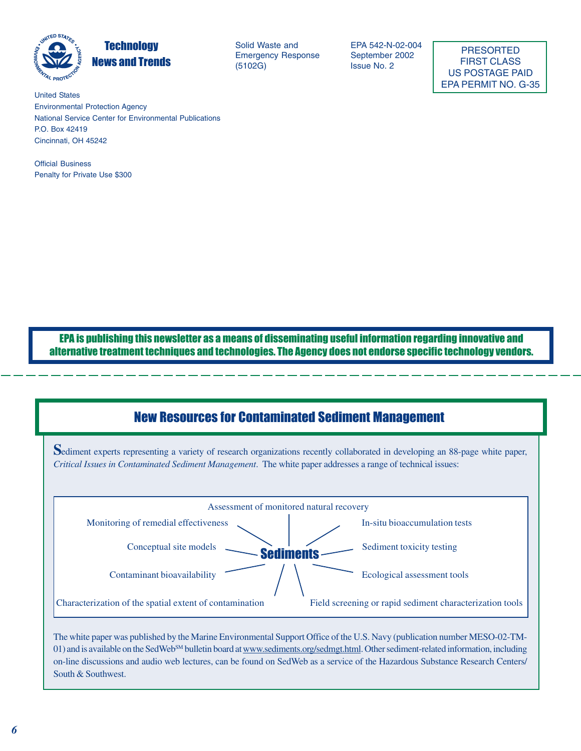**Technology News and Trends**

Solid Waste and Emergency Response (5102G)

EPA 542-N-02-004
September 2002
Issue No. 2

PRESORTED
FIRST CLASS
US POSTAGE PAID
EPA PERMIT NO. G-35

United States
Environmental Protection Agency
National Service Center for Environmental Publications
P.O. Box 42419
Cincinnati, OH 45242

Official Business
Penalty for Private Use $300

**EPA is publishing this newsletter as a means of disseminating useful information regarding innovative and alternative treatment techniques and technologies. The Agency does not endorse specific technology vendors.**

## New Resources for Contaminated Sediment Management

Sediment experts representing a variety of research organizations recently collaborated in developing an 88-page white paper, *Critical Issues in Contaminated Sediment Management*. The white paper addresses a range of technical issues:

Sediments

Assessment of monitored natural recovery

Monitoring of remedial effectiveness

In-situ bioaccumulation tests

Conceptual site models

Sediment toxicity testing

Contaminant bioavailability

Ecological assessment tools

Characterization of the spatial extent of contamination

Field screening or rapid sediment characterization tools

The white paper was published by the Marine Environmental Support Office of the U.S. Navy (publication number MESO-02-TM-01) and is available on the SedWeb℠ bulletin board at www.sediments.org/sedmgt.html. Other sediment-related information, including on-line discussions and audio web lectures, can be found on SedWeb as a service of the Hazardous Substance Research Centers/South & Southwest.